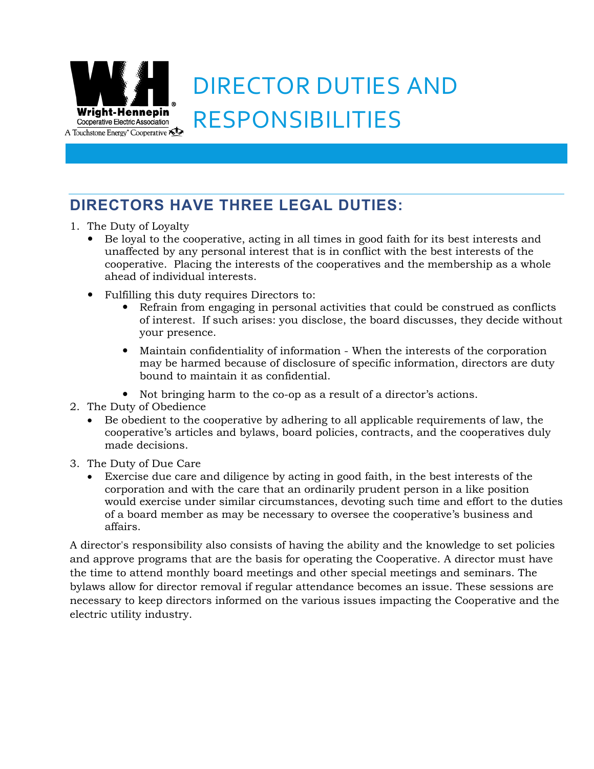# DIRECTOR DUTIES AND RESPONSIBILITIES

## DIRECTORS HAVE THREE LEGAL DUTIES:

1. The Duty of Loyalty
   - Be loyal to the cooperative, acting in all times in good faith for its best interests and unaffected by any personal interest that is in conflict with the best interests of the cooperative. Placing the interests of the cooperatives and the membership as a whole ahead of individual interests.
   - Fulfilling this duty requires Directors to:
     - Refrain from engaging in personal activities that could be construed as conflicts of interest. If such arises: you disclose, the board discusses, they decide without your presence.
     - Maintain confidentiality of information - When the interests of the corporation may be harmed because of disclosure of specific information, directors are duty bound to maintain it as confidential.
     - Not bringing harm to the co-op as a result of a director's actions.
2. The Duty of Obedience
   - Be obedient to the cooperative by adhering to all applicable requirements of law, the cooperative's articles and bylaws, board policies, contracts, and the cooperatives duly made decisions.
3. The Duty of Due Care
   - Exercise due care and diligence by acting in good faith, in the best interests of the corporation and with the care that an ordinarily prudent person in a like position would exercise under similar circumstances, devoting such time and effort to the duties of a board member as may be necessary to oversee the cooperative's business and affairs.

A director's responsibility also consists of having the ability and the knowledge to set policies and approve programs that are the basis for operating the Cooperative. A director must have the time to attend monthly board meetings and other special meetings and seminars. The bylaws allow for director removal if regular attendance becomes an issue. These sessions are necessary to keep directors informed on the various issues impacting the Cooperative and the electric utility industry.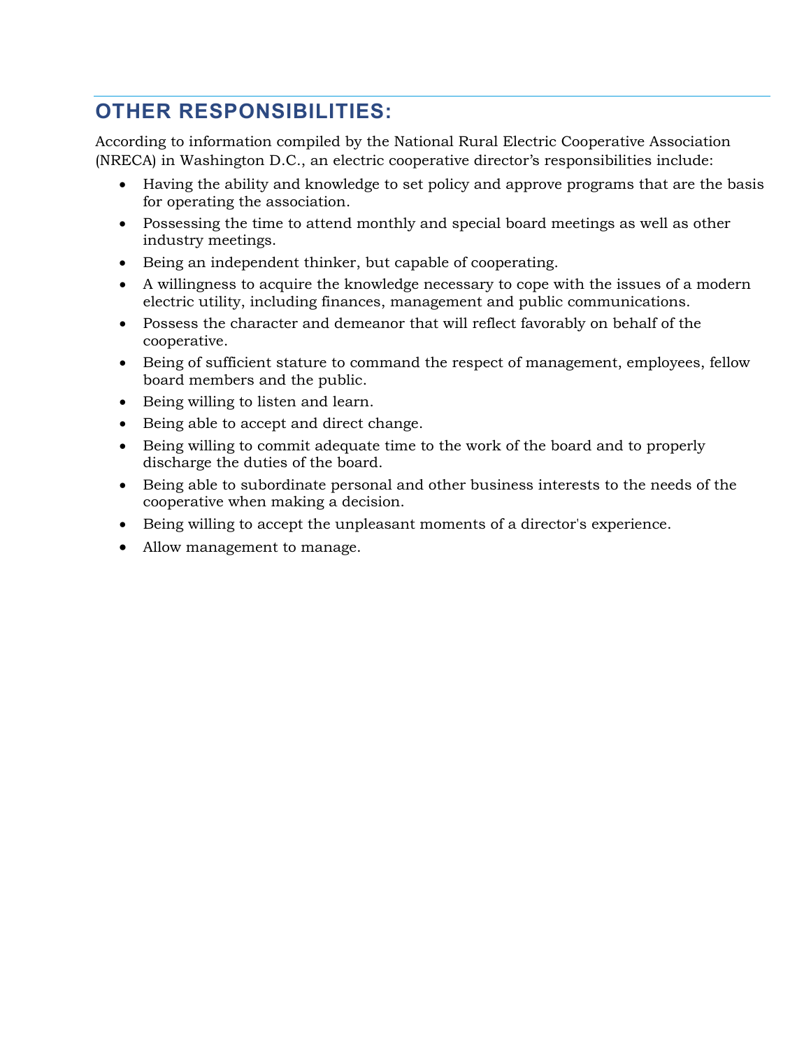## OTHER RESPONSIBILITIES:

According to information compiled by the National Rural Electric Cooperative Association (NRECA) in Washington D.C., an electric cooperative director's responsibilities include:

- Having the ability and knowledge to set policy and approve programs that are the basis for operating the association.
- Possessing the time to attend monthly and special board meetings as well as other industry meetings.
- Being an independent thinker, but capable of cooperating.
- A willingness to acquire the knowledge necessary to cope with the issues of a modern electric utility, including finances, management and public communications.
- Possess the character and demeanor that will reflect favorably on behalf of the cooperative.
- Being of sufficient stature to command the respect of management, employees, fellow board members and the public.
- Being willing to listen and learn.
- Being able to accept and direct change.
- Being willing to commit adequate time to the work of the board and to properly discharge the duties of the board.
- Being able to subordinate personal and other business interests to the needs of the cooperative when making a decision.
- Being willing to accept the unpleasant moments of a director's experience.
- Allow management to manage.